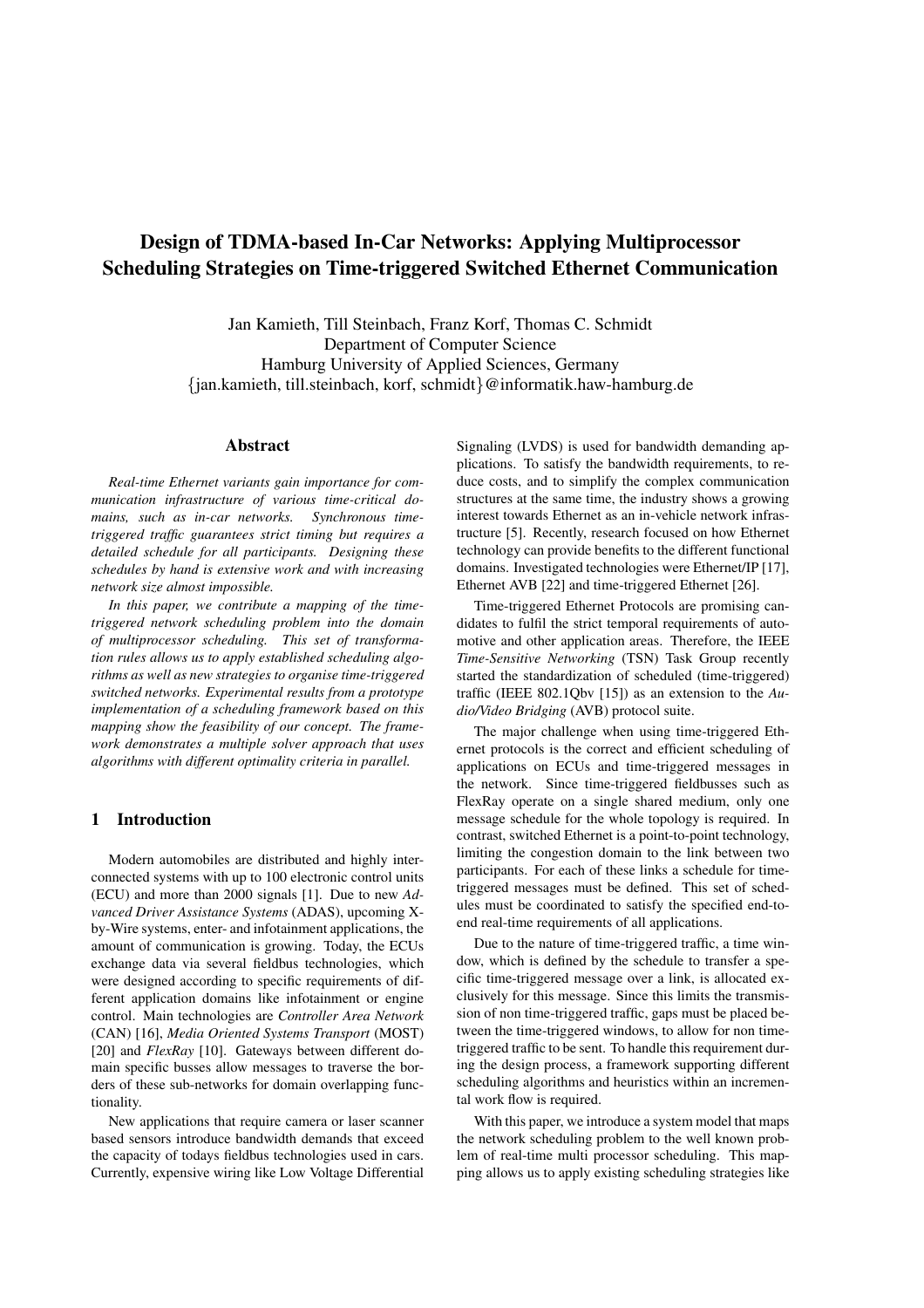# Design of TDMA-based In-Car Networks: Applying Multiprocessor Scheduling Strategies on Time-triggered Switched Ethernet Communication

Jan Kamieth, Till Steinbach, Franz Korf, Thomas C. Schmidt
Department of Computer Science
Hamburg University of Applied Sciences, Germany
{jan.kamieth, till.steinbach, korf, schmidt}@informatik.haw-hamburg.de

## Abstract

*Real-time Ethernet variants gain importance for communication infrastructure of various time-critical domains, such as in-car networks. Synchronous time-triggered traffic guarantees strict timing but requires a detailed schedule for all participants. Designing these schedules by hand is extensive work and with increasing network size almost impossible.*

*In this paper, we contribute a mapping of the time-triggered network scheduling problem into the domain of multiprocessor scheduling. This set of transformation rules allows us to apply established scheduling algorithms as well as new strategies to organise time-triggered switched networks. Experimental results from a prototype implementation of a scheduling framework based on this mapping show the feasibility of our concept. The framework demonstrates a multiple solver approach that uses algorithms with different optimality criteria in parallel.*

## 1 Introduction

Modern automobiles are distributed and highly interconnected systems with up to 100 electronic control units (ECU) and more than 2000 signals [1]. Due to new *Advanced Driver Assistance Systems* (ADAS), upcoming X-by-Wire systems, enter- and infotainment applications, the amount of communication is growing. Today, the ECUs exchange data via several fieldbus technologies, which were designed according to specific requirements of different application domains like infotainment or engine control. Main technologies are *Controller Area Network* (CAN) [16], *Media Oriented Systems Transport* (MOST) [20] and *FlexRay* [10]. Gateways between different domain specific busses allow messages to traverse the borders of these sub-networks for domain overlapping functionality.

New applications that require camera or laser scanner based sensors introduce bandwidth demands that exceed the capacity of todays fieldbus technologies used in cars. Currently, expensive wiring like Low Voltage Differential Signaling (LVDS) is used for bandwidth demanding applications. To satisfy the bandwidth requirements, to reduce costs, and to simplify the complex communication structures at the same time, the industry shows a growing interest towards Ethernet as an in-vehicle network infrastructure [5]. Recently, research focused on how Ethernet technology can provide benefits to the different functional domains. Investigated technologies were Ethernet/IP [17], Ethernet AVB [22] and time-triggered Ethernet [26].

Time-triggered Ethernet Protocols are promising candidates to fulfil the strict temporal requirements of automotive and other application areas. Therefore, the IEEE *Time-Sensitive Networking* (TSN) Task Group recently started the standardization of scheduled (time-triggered) traffic (IEEE 802.1Qbv [15]) as an extension to the *Audio/Video Bridging* (AVB) protocol suite.

The major challenge when using time-triggered Ethernet protocols is the correct and efficient scheduling of applications on ECUs and time-triggered messages in the network. Since time-triggered fieldbusses such as FlexRay operate on a single shared medium, only one message schedule for the whole topology is required. In contrast, switched Ethernet is a point-to-point technology, limiting the congestion domain to the link between two participants. For each of these links a schedule for time-triggered messages must be defined. This set of schedules must be coordinated to satisfy the specified end-to-end real-time requirements of all applications.

Due to the nature of time-triggered traffic, a time window, which is defined by the schedule to transfer a specific time-triggered message over a link, is allocated exclusively for this message. Since this limits the transmission of non time-triggered traffic, gaps must be placed between the time-triggered windows, to allow for non time-triggered traffic to be sent. To handle this requirement during the design process, a framework supporting different scheduling algorithms and heuristics within an incremental work flow is required.

With this paper, we introduce a system model that maps the network scheduling problem to the well known problem of real-time multi processor scheduling. This mapping allows us to apply existing scheduling strategies like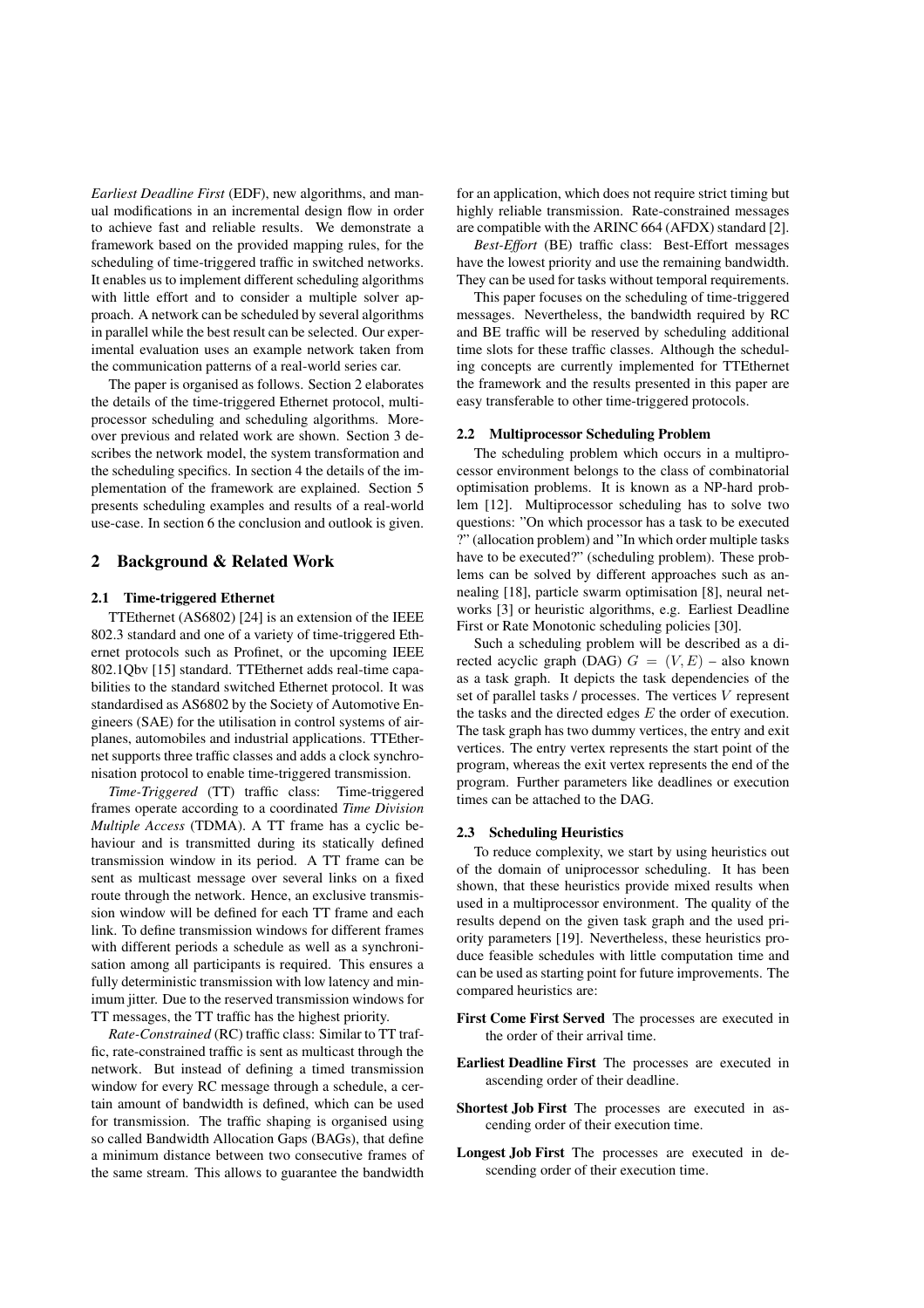*Earliest Deadline First* (EDF), new algorithms, and manual modifications in an incremental design flow in order to achieve fast and reliable results. We demonstrate a framework based on the provided mapping rules, for the scheduling of time-triggered traffic in switched networks. It enables us to implement different scheduling algorithms with little effort and to consider a multiple solver approach. A network can be scheduled by several algorithms in parallel while the best result can be selected. Our experimental evaluation uses an example network taken from the communication patterns of a real-world series car.

The paper is organised as follows. Section 2 elaborates the details of the time-triggered Ethernet protocol, multiprocessor scheduling and scheduling algorithms. Moreover previous and related work are shown. Section 3 describes the network model, the system transformation and the scheduling specifics. In section 4 the details of the implementation of the framework are explained. Section 5 presents scheduling examples and results of a real-world use-case. In section 6 the conclusion and outlook is given.

## 2 Background & Related Work

### 2.1 Time-triggered Ethernet

TTEthernet (AS6802) [24] is an extension of the IEEE 802.3 standard and one of a variety of time-triggered Ethernet protocols such as Profinet, or the upcoming IEEE 802.1Qbv [15] standard. TTEthernet adds real-time capabilities to the standard switched Ethernet protocol. It was standardised as AS6802 by the Society of Automotive Engineers (SAE) for the utilisation in control systems of airplanes, automobiles and industrial applications. TTEthernet supports three traffic classes and adds a clock synchronisation protocol to enable time-triggered transmission.

*Time-Triggered* (TT) traffic class: Time-triggered frames operate according to a coordinated *Time Division Multiple Access* (TDMA). A TT frame has a cyclic behaviour and is transmitted during its statically defined transmission window in its period. A TT frame can be sent as multicast message over several links on a fixed route through the network. Hence, an exclusive transmission window will be defined for each TT frame and each link. To define transmission windows for different frames with different periods a schedule as well as a synchronisation among all participants is required. This ensures a fully deterministic transmission with low latency and minimum jitter. Due to the reserved transmission windows for TT messages, the TT traffic has the highest priority.

*Rate-Constrained* (RC) traffic class: Similar to TT traffic, rate-constrained traffic is sent as multicast through the network. But instead of defining a timed transmission window for every RC message through a schedule, a certain amount of bandwidth is defined, which can be used for transmission. The traffic shaping is organised using so called Bandwidth Allocation Gaps (BAGs), that define a minimum distance between two consecutive frames of the same stream. This allows to guarantee the bandwidth for an application, which does not require strict timing but highly reliable transmission. Rate-constrained messages are compatible with the ARINC 664 (AFDX) standard [2].

*Best-Effort* (BE) traffic class: Best-Effort messages have the lowest priority and use the remaining bandwidth. They can be used for tasks without temporal requirements.

This paper focuses on the scheduling of time-triggered messages. Nevertheless, the bandwidth required by RC and BE traffic will be reserved by scheduling additional time slots for these traffic classes. Although the scheduling concepts are currently implemented for TTEthernet the framework and the results presented in this paper are easy transferable to other time-triggered protocols.

### 2.2 Multiprocessor Scheduling Problem

The scheduling problem which occurs in a multiprocessor environment belongs to the class of combinatorial optimisation problems. It is known as a NP-hard problem [12]. Multiprocessor scheduling has to solve two questions: "On which processor has a task to be executed ?" (allocation problem) and "In which order multiple tasks have to be executed?" (scheduling problem). These problems can be solved by different approaches such as annealing [18], particle swarm optimisation [8], neural networks [3] or heuristic algorithms, e.g. Earliest Deadline First or Rate Monotonic scheduling policies [30].

Such a scheduling problem will be described as a directed acyclic graph (DAG) $G = (V, E)$ – also known as a task graph. It depicts the task dependencies of the set of parallel tasks / processes. The vertices $V$ represent the tasks and the directed edges $E$ the order of execution. The task graph has two dummy vertices, the entry and exit vertices. The entry vertex represents the start point of the program, whereas the exit vertex represents the end of the program. Further parameters like deadlines or execution times can be attached to the DAG.

### 2.3 Scheduling Heuristics

To reduce complexity, we start by using heuristics out of the domain of uniprocessor scheduling. It has been shown, that these heuristics provide mixed results when used in a multiprocessor environment. The quality of the results depend on the given task graph and the used priority parameters [19]. Nevertheless, these heuristics produce feasible schedules with little computation time and can be used as starting point for future improvements. The compared heuristics are:

- **First Come First Served** The processes are executed in the order of their arrival time.
- **Earliest Deadline First** The processes are executed in ascending order of their deadline.
- **Shortest Job First** The processes are executed in ascending order of their execution time.
- **Longest Job First** The processes are executed in descending order of their execution time.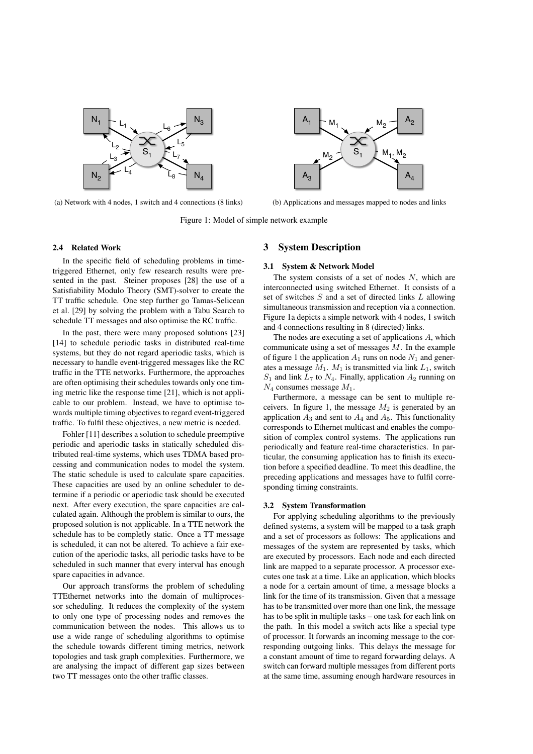N1 L1 L6 N3
L2 L5
S1
L3 L7
N2 L4 L8 N4

(a) Network with 4 nodes, 1 switch and 4 connections (8 links)

A1 M1 M2 A2
S1
M2 M1, M2
A3 A4

(b) Applications and messages mapped to nodes and links

Figure 1: Model of simple network example

### 2.4 Related Work

In the specific field of scheduling problems in time-triggered Ethernet, only few research results were presented in the past. Steiner proposes [28] the use of a Satisfiability Modulo Theory (SMT)-solver to create the TT traffic schedule. One step further go Tamas-Selicean et al. [29] by solving the problem with a Tabu Search to schedule TT messages and also optimise the RC traffic.

In the past, there were many proposed solutions [23] [14] to schedule periodic tasks in distributed real-time systems, but they do not regard aperiodic tasks, which is necessary to handle event-triggered messages like the RC traffic in the TTE networks. Furthermore, the approaches are often optimising their schedules towards only one timing metric like the response time [21], which is not applicable to our problem. Instead, we have to optimise towards multiple timing objectives to regard event-triggered traffic. To fulfil these objectives, a new metric is needed.

Fohler [11] describes a solution to schedule preemptive periodic and aperiodic tasks in statically scheduled distributed real-time systems, which uses TDMA based processing and communication nodes to model the system. The static schedule is used to calculate spare capacities. These capacities are used by an online scheduler to determine if a periodic or aperiodic task should be executed next. After every execution, the spare capacities are calculated again. Although the problem is similar to ours, the proposed solution is not applicable. In a TTE network the schedule has to be completly static. Once a TT message is scheduled, it can not be altered. To achieve a fair execution of the aperiodic tasks, all periodic tasks have to be scheduled in such manner that every interval has enough spare capacities in advance.

Our approach transforms the problem of scheduling TTEthernet networks into the domain of multiprocessor scheduling. It reduces the complexity of the system to only one type of processing nodes and removes the communication between the nodes. This allows us to use a wide range of scheduling algorithms to optimise the schedule towards different timing metrics, network topologies and task graph complexities. Furthermore, we are analysing the impact of different gap sizes between two TT messages onto the other traffic classes.

## 3 System Description

### 3.1 System & Network Model

The system consists of a set of nodes $N$, which are interconnected using switched Ethernet. It consists of a set of switches $S$ and a set of directed links $L$ allowing simultaneous transmission and reception via a connection. Figure 1a depicts a simple network with 4 nodes, 1 switch and 4 connections resulting in 8 (directed) links.

The nodes are executing a set of applications $A$, which communicate using a set of messages $M$. In the example of figure 1 the application $A_1$ runs on node $N_1$ and generates a message $M_1$. $M_1$ is transmitted via link $L_1$, switch $S_1$ and link $L_7$ to $N_4$. Finally, application $A_2$ running on $N_4$ consumes message $M_1$.

Furthermore, a message can be sent to multiple receivers. In figure 1, the message $M_2$ is generated by an application $A_3$ and sent to $A_4$ and $A_5$. This functionality corresponds to Ethernet multicast and enables the composition of complex control systems. The applications run periodically and feature real-time characteristics. In particular, the consuming application has to finish its execution before a specified deadline. To meet this deadline, the preceding applications and messages have to fulfil corresponding timing constraints.

### 3.2 System Transformation

For applying scheduling algorithms to the previously defined systems, a system will be mapped to a task graph and a set of processors as follows: The applications and messages of the system are represented by tasks, which are executed by processors. Each node and each directed link are mapped to a separate processor. A processor executes one task at a time. Like an application, which blocks a node for a certain amount of time, a message blocks a link for the time of its transmission. Given that a message has to be transmitted over more than one link, the message has to be split in multiple tasks – one task for each link on the path. In this model a switch acts like a special type of processor. It forwards an incoming message to the corresponding outgoing links. This delays the message for a constant amount of time to regard forwarding delays. A switch can forward multiple messages from different ports at the same time, assuming enough hardware resources in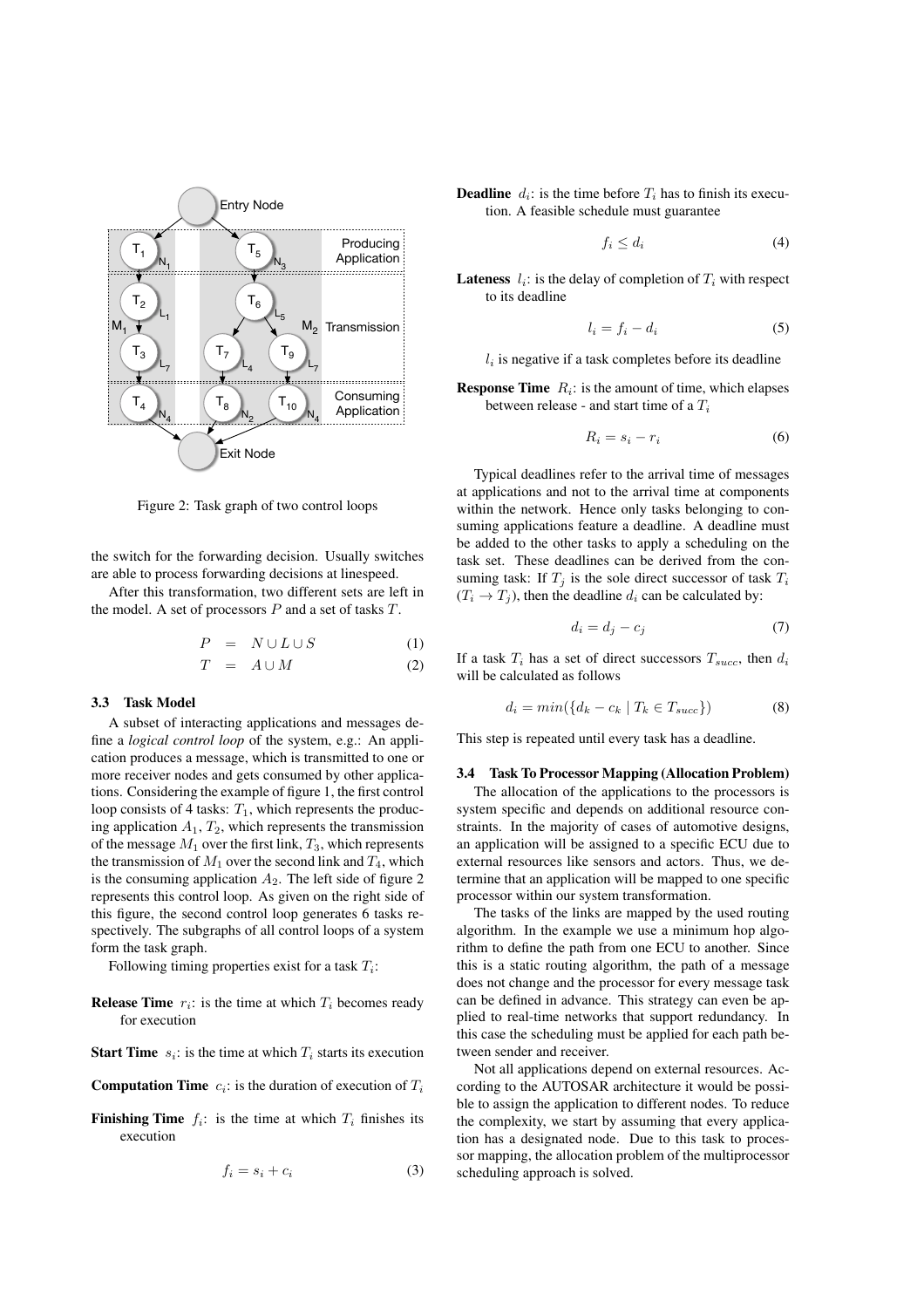Figure 2: Task graph of two control loops

the switch for the forwarding decision. Usually switches are able to process forwarding decisions at linespeed.

After this transformation, two different sets are left in the model. A set of processors $P$ and a set of tasks $T$.

$$P = N \cup L \cup S \tag{1}$$

$$T = A \cup M \tag{2}$$

### 3.3 Task Model

A subset of interacting applications and messages define a *logical control loop* of the system, e.g.: An application produces a message, which is transmitted to one or more receiver nodes and gets consumed by other applications. Considering the example of figure 1, the first control loop consists of 4 tasks: $T_1$, which represents the producing application $A_1$, $T_2$, which represents the transmission of the message $M_1$ over the first link, $T_3$, which represents the transmission of $M_1$ over the second link and $T_4$, which is the consuming application $A_2$. The left side of figure 2 represents this control loop. As given on the right side of this figure, the second control loop generates 6 tasks respectively. The subgraphs of all control loops of a system form the task graph.

Following timing properties exist for a task $T_i$:

**Release Time** $r_i$: is the time at which $T_i$ becomes ready for execution

**Start Time** $s_i$: is the time at which $T_i$ starts its execution

**Computation Time** $c_i$: is the duration of execution of $T_i$

**Finishing Time** $f_i$: is the time at which $T_i$ finishes its execution

$$f_i = s_i + c_i \tag{3}$$

**Deadline** $d_i$: is the time before $T_i$ has to finish its execution. A feasible schedule must guarantee

$$f_i \leq d_i \tag{4}$$

**Lateness** $l_i$: is the delay of completion of $T_i$ with respect to its deadline

$$l_i = f_i - d_i \tag{5}$$

$l_i$ is negative if a task completes before its deadline

**Response Time** $R_i$: is the amount of time, which elapses between release - and start time of a $T_i$

$$R_i = s_i - r_i \tag{6}$$

Typical deadlines refer to the arrival time of messages at applications and not to the arrival time at components within the network. Hence only tasks belonging to consuming applications feature a deadline. A deadline must be added to the other tasks to apply a scheduling on the task set. These deadlines can be derived from the consuming task: If $T_j$ is the sole direct successor of task $T_i$ ($T_i \rightarrow T_j$), then the deadline $d_i$ can be calculated by:

$$d_i = d_j - c_j \tag{7}$$

If a task $T_i$ has a set of direct successors $T_{succ}$, then $d_i$ will be calculated as follows

$$d_i = min(\{d_k - c_k \mid T_k \in T_{succ}\}) \tag{8}$$

This step is repeated until every task has a deadline.

### 3.4 Task To Processor Mapping (Allocation Problem)

The allocation of the applications to the processors is system specific and depends on additional resource constraints. In the majority of cases of automotive designs, an application will be assigned to a specific ECU due to external resources like sensors and actors. Thus, we determine that an application will be mapped to one specific processor within our system transformation.

The tasks of the links are mapped by the used routing algorithm. In the example we use a minimum hop algorithm to define the path from one ECU to another. Since this is a static routing algorithm, the path of a message does not change and the processor for every message task can be defined in advance. This strategy can even be applied to real-time networks that support redundancy. In this case the scheduling must be applied for each path between sender and receiver.

Not all applications depend on external resources. According to the AUTOSAR architecture it would be possible to assign the application to different nodes. To reduce the complexity, we start by assuming that every application has a designated node. Due to this task to processor mapping, the allocation problem of the multiprocessor scheduling approach is solved.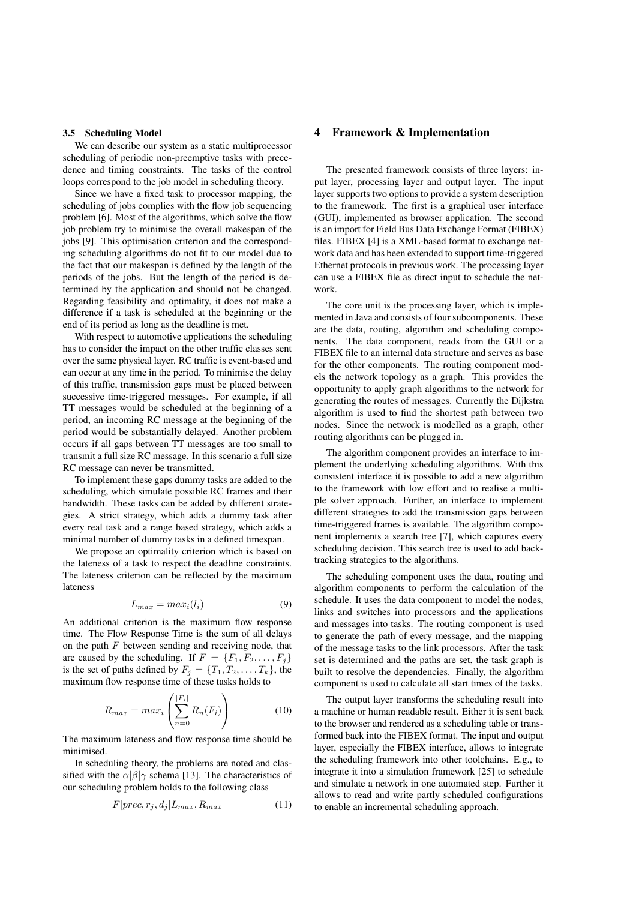### 3.5 Scheduling Model

We can describe our system as a static multiprocessor scheduling of periodic non-preemptive tasks with precedence and timing constraints. The tasks of the control loops correspond to the job model in scheduling theory.

Since we have a fixed task to processor mapping, the scheduling of jobs complies with the flow job sequencing problem [6]. Most of the algorithms, which solve the flow job problem try to minimise the overall makespan of the jobs [9]. This optimisation criterion and the corresponding scheduling algorithms do not fit to our model due to the fact that our makespan is defined by the length of the periods of the jobs. But the length of the period is determined by the application and should not be changed. Regarding feasibility and optimality, it does not make a difference if a task is scheduled at the beginning or the end of its period as long as the deadline is met.

With respect to automotive applications the scheduling has to consider the impact on the other traffic classes sent over the same physical layer. RC traffic is event-based and can occur at any time in the period. To minimise the delay of this traffic, transmission gaps must be placed between successive time-triggered messages. For example, if all TT messages would be scheduled at the beginning of a period, an incoming RC message at the beginning of the period would be substantially delayed. Another problem occurs if all gaps between TT messages are too small to transmit a full size RC message. In this scenario a full size RC message can never be transmitted.

To implement these gaps dummy tasks are added to the scheduling, which simulate possible RC frames and their bandwidth. These tasks can be added by different strategies. A strict strategy, which adds a dummy task after every real task and a range based strategy, which adds a minimal number of dummy tasks in a defined timespan.

We propose an optimality criterion which is based on the lateness of a task to respect the deadline constraints. The lateness criterion can be reflected by the maximum lateness

$$L_{max} = max_i(l_i) \tag{9}$$

An additional criterion is the maximum flow response time. The Flow Response Time is the sum of all delays on the path $F$ between sending and receiving node, that are caused by the scheduling. If $F = \{F_1, F_2, \ldots, F_j\}$ is the set of paths defined by $F_j = \{T_1, T_2, \ldots, T_k\}$, the maximum flow response time of these tasks holds to

$$R_{max} = max_i \left( \sum_{n=0}^{|F_i|} R_n(F_i) \right) \tag{10}$$

The maximum lateness and flow response time should be minimised.

In scheduling theory, the problems are noted and classified with the $\alpha|\beta|\gamma$ schema [13]. The characteristics of our scheduling problem holds to the following class

$$F|prec, r_j, d_j|L_{max}, R_{max} \tag{11}$$

## 4 Framework & Implementation

The presented framework consists of three layers: input layer, processing layer and output layer. The input layer supports two options to provide a system description to the framework. The first is a graphical user interface (GUI), implemented as browser application. The second is an import for Field Bus Data Exchange Format (FIBEX) files. FIBEX [4] is a XML-based format to exchange network data and has been extended to support time-triggered Ethernet protocols in previous work. The processing layer can use a FIBEX file as direct input to schedule the network.

The core unit is the processing layer, which is implemented in Java and consists of four subcomponents. These are the data, routing, algorithm and scheduling components. The data component, reads from the GUI or a FIBEX file to an internal data structure and serves as base for the other components. The routing component models the network topology as a graph. This provides the opportunity to apply graph algorithms to the network for generating the routes of messages. Currently the Dijkstra algorithm is used to find the shortest path between two nodes. Since the network is modelled as a graph, other routing algorithms can be plugged in.

The algorithm component provides an interface to implement the underlying scheduling algorithms. With this consistent interface it is possible to add a new algorithm to the framework with low effort and to realise a multiple solver approach. Further, an interface to implement different strategies to add the transmission gaps between time-triggered frames is available. The algorithm component implements a search tree [7], which captures every scheduling decision. This search tree is used to add backtracking strategies to the algorithms.

The scheduling component uses the data, routing and algorithm components to perform the calculation of the schedule. It uses the data component to model the nodes, links and switches into processors and the applications and messages into tasks. The routing component is used to generate the path of every message, and the mapping of the message tasks to the link processors. After the task set is determined and the paths are set, the task graph is built to resolve the dependencies. Finally, the algorithm component is used to calculate all start times of the tasks.

The output layer transforms the scheduling result into a machine or human readable result. Either it is sent back to the browser and rendered as a scheduling table or transformed back into the FIBEX format. The input and output layer, especially the FIBEX interface, allows to integrate the scheduling framework into other toolchains. E.g., to integrate it into a simulation framework [25] to schedule and simulate a network in one automated step. Further it allows to read and write partly scheduled configurations to enable an incremental scheduling approach.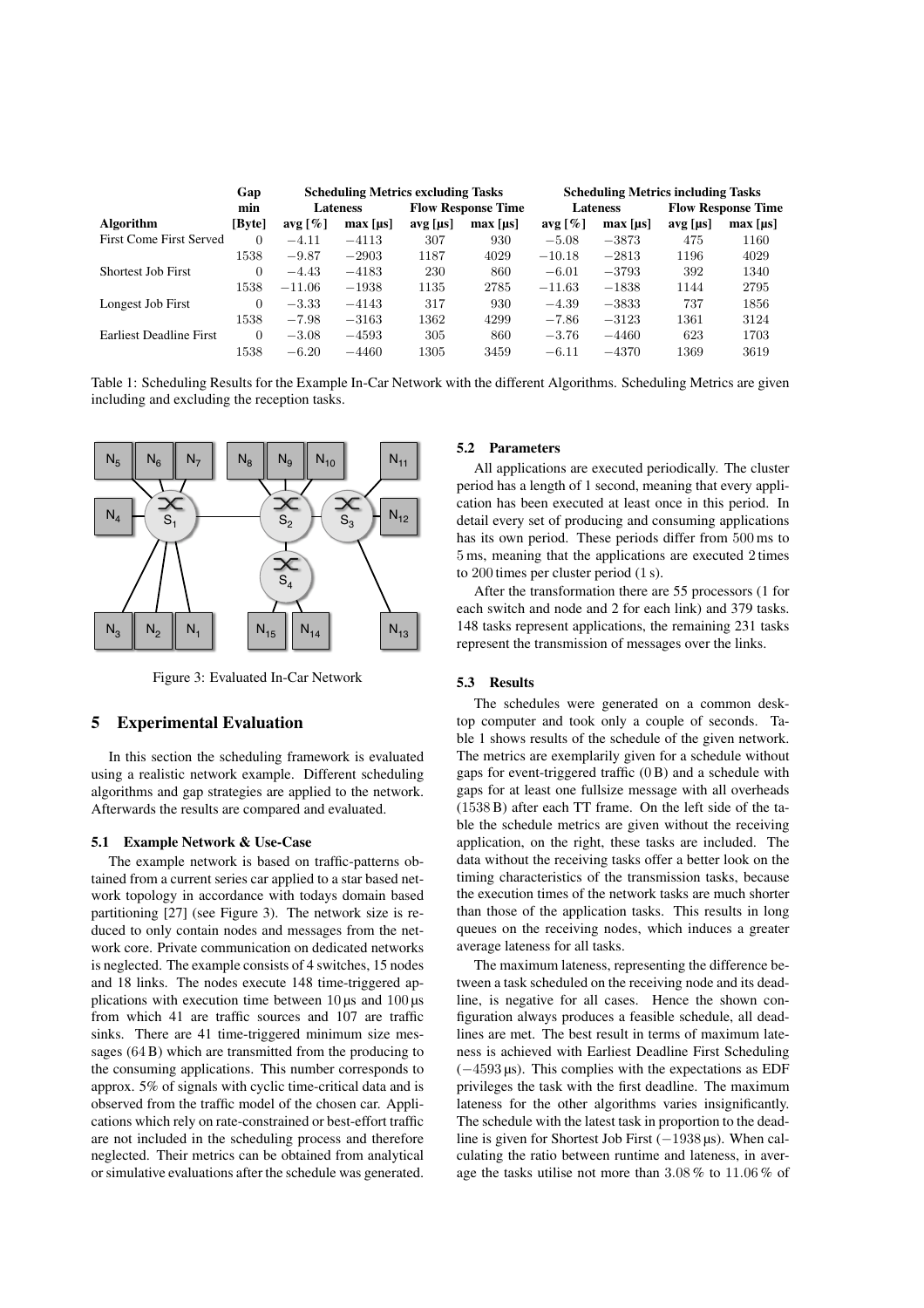| Algorithm | Gap min [Byte] | Scheduling Metrics excluding Tasks | | | | Scheduling Metrics including Tasks | | | |
|---|---|---|---|---|---|---|---|---|---|
| | | Lateness | | Flow Response Time | | Lateness | | Flow Response Time | |
| | | avg [%] | max [µs] | avg [µs] | max [µs] | avg [%] | max [µs] | avg [µs] | max [µs] |
| First Come First Served | 0 | −4.11 | −4113 | 307 | 930 | −5.08 | −3873 | 475 | 1160 |
| | 1538 | −9.87 | −2903 | 1187 | 4029 | −10.18 | −2813 | 1196 | 4029 |
| Shortest Job First | 0 | −4.43 | −4183 | 230 | 860 | −6.01 | −3793 | 392 | 1340 |
| | 1538 | −11.06 | −1938 | 1135 | 2785 | −11.63 | −1838 | 1144 | 2795 |
| Longest Job First | 0 | −3.33 | −4143 | 317 | 930 | −4.39 | −3833 | 737 | 1856 |
| | 1538 | −7.98 | −3163 | 1362 | 4299 | −7.86 | −3123 | 1361 | 3124 |
| Earliest Deadline First | 0 | −3.08 | −4593 | 305 | 860 | −3.76 | −4460 | 623 | 1703 |
| | 1538 | −6.20 | −4460 | 1305 | 3459 | −6.11 | −4370 | 1369 | 3619 |

Table 1: Scheduling Results for the Example In-Car Network with the different Algorithms. Scheduling Metrics are given including and excluding the reception tasks.

Figure 3: Evaluated In-Car Network

## 5 Experimental Evaluation

In this section the scheduling framework is evaluated using a realistic network example. Different scheduling algorithms and gap strategies are applied to the network. Afterwards the results are compared and evaluated.

### 5.1 Example Network & Use-Case

The example network is based on traffic-patterns obtained from a current series car applied to a star based network topology in accordance with todays domain based partitioning [27] (see Figure 3). The network size is reduced to only contain nodes and messages from the network core. Private communication on dedicated networks is neglected. The example consists of 4 switches, 15 nodes and 18 links. The nodes execute 148 time-triggered applications with execution time between 10 µs and 100 µs from which 41 are traffic sources and 107 are traffic sinks. There are 41 time-triggered minimum size messages (64 B) which are transmitted from the producing to the consuming applications. This number corresponds to approx. 5% of signals with cyclic time-critical data and is observed from the traffic model of the chosen car. Applications which rely on rate-constrained or best-effort traffic are not included in the scheduling process and therefore neglected. Their metrics can be obtained from analytical or simulative evaluations after the schedule was generated.

### 5.2 Parameters

All applications are executed periodically. The cluster period has a length of 1 second, meaning that every application has been executed at least once in this period. In detail every set of producing and consuming applications has its own period. These periods differ from 500 ms to 5 ms, meaning that the applications are executed 2 times to 200 times per cluster period (1 s).

After the transformation there are 55 processors (1 for each switch and node and 2 for each link) and 379 tasks. 148 tasks represent applications, the remaining 231 tasks represent the transmission of messages over the links.

### 5.3 Results

The schedules were generated on a common desktop computer and took only a couple of seconds. Table 1 shows results of the schedule of the given network. The metrics are exemplarily given for a schedule without gaps for event-triggered traffic (0 B) and a schedule with gaps for at least one fullsize message with all overheads (1538 B) after each TT frame. On the left side of the table the schedule metrics are given without the receiving application, on the right, these tasks are included. The data without the receiving tasks offer a better look on the timing characteristics of the transmission tasks, because the execution times of the network tasks are much shorter than those of the application tasks. This results in long queues on the receiving nodes, which induces a greater average lateness for all tasks.

The maximum lateness, representing the difference between a task scheduled on the receiving node and its deadline, is negative for all cases. Hence the shown configuration always produces a feasible schedule, all deadlines are met. The best result in terms of maximum lateness is achieved with Earliest Deadline First Scheduling (−4593 µs). This complies with the expectations as EDF privileges the task with the first deadline. The maximum lateness for the other algorithms varies insignificantly. The schedule with the latest task in proportion to the deadline is given for Shortest Job First (−1938 µs). When calculating the ratio between runtime and lateness, in average the tasks utilise not more than 3.08 % to 11.06 % of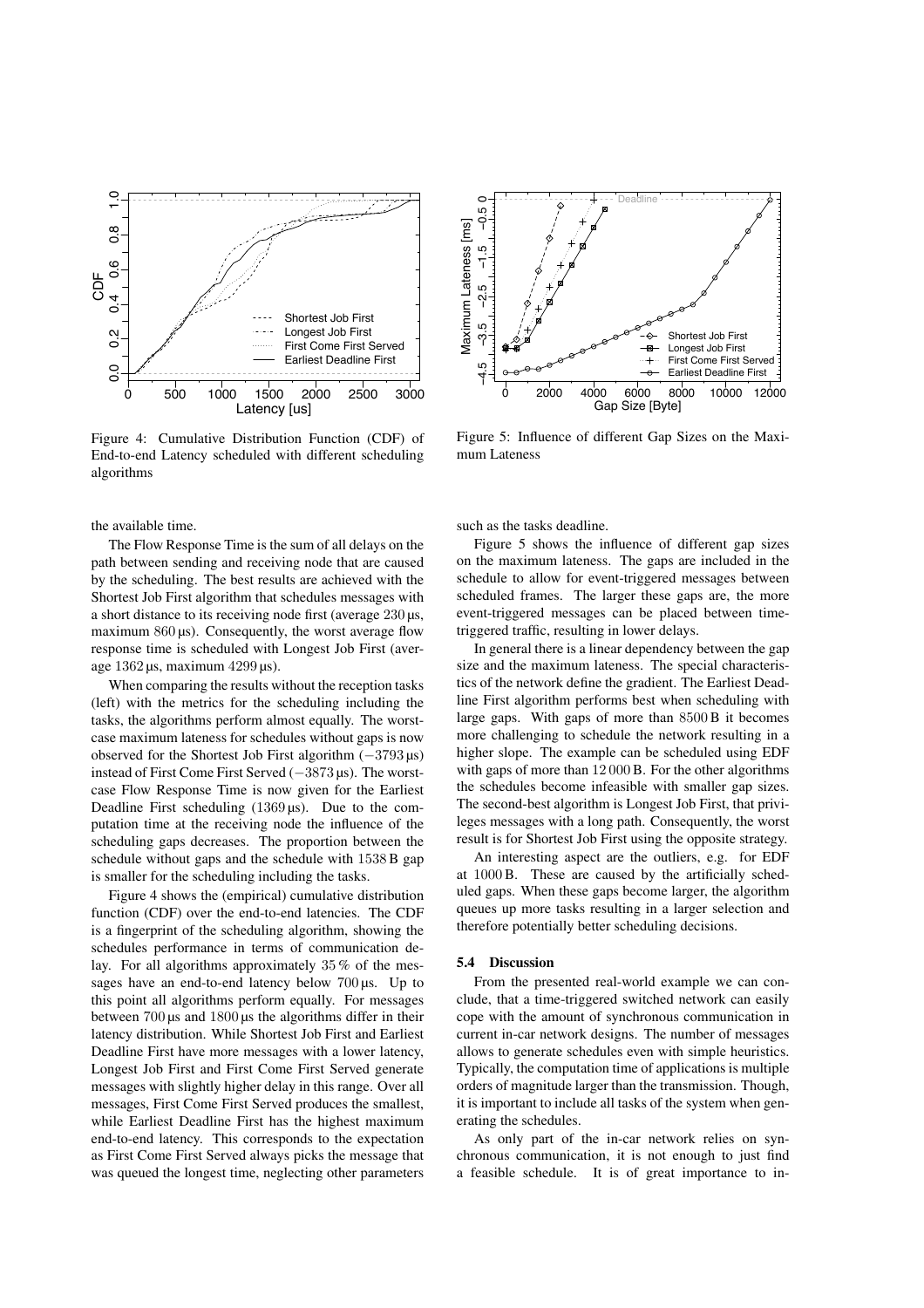Figure 4: Cumulative Distribution Function (CDF) of End-to-end Latency scheduled with different scheduling algorithms

Figure 5: Influence of different Gap Sizes on the Maximum Lateness

the available time.

The Flow Response Time is the sum of all delays on the path between sending and receiving node that are caused by the scheduling. The best results are achieved with the Shortest Job First algorithm that schedules messages with a short distance to its receiving node first (average 230 µs, maximum 860 µs). Consequently, the worst average flow response time is scheduled with Longest Job First (average 1362 µs, maximum 4299 µs).

When comparing the results without the reception tasks (left) with the metrics for the scheduling including the tasks, the algorithms perform almost equally. The worst-case maximum lateness for schedules without gaps is now observed for the Shortest Job First algorithm (−3793 µs) instead of First Come First Served (−3873 µs). The worst-case Flow Response Time is now given for the Earliest Deadline First scheduling (1369 µs). Due to the computation time at the receiving node the influence of the scheduling gaps decreases. The proportion between the schedule without gaps and the schedule with 1538 B gap is smaller for the scheduling including the tasks.

Figure 4 shows the (empirical) cumulative distribution function (CDF) over the end-to-end latencies. The CDF is a fingerprint of the scheduling algorithm, showing the schedules performance in terms of communication delay. For all algorithms approximately 35 % of the messages have an end-to-end latency below 700 µs. Up to this point all algorithms perform equally. For messages between 700 µs and 1800 µs the algorithms differ in their latency distribution. While Shortest Job First and Earliest Deadline First have more messages with a lower latency, Longest Job First and First Come First Served generate messages with slightly higher delay in this range. Over all messages, First Come First Served produces the smallest, while Earliest Deadline First has the highest maximum end-to-end latency. This corresponds to the expectation as First Come First Served always picks the message that was queued the longest time, neglecting other parameters such as the tasks deadline.

Figure 5 shows the influence of different gap sizes on the maximum lateness. The gaps are included in the schedule to allow for event-triggered messages between scheduled frames. The larger these gaps are, the more event-triggered messages can be placed between time-triggered traffic, resulting in lower delays.

In general there is a linear dependency between the gap size and the maximum lateness. The special characteristics of the network define the gradient. The Earliest Deadline First algorithm performs best when scheduling with large gaps. With gaps of more than 8500 B it becomes more challenging to schedule the network resulting in a higher slope. The example can be scheduled using EDF with gaps of more than 12 000 B. For the other algorithms the schedules become infeasible with smaller gap sizes. The second-best algorithm is Longest Job First, that privileges messages with a long path. Consequently, the worst result is for Shortest Job First using the opposite strategy.

An interesting aspect are the outliers, e.g. for EDF at 1000 B. These are caused by the artificially scheduled gaps. When these gaps become larger, the algorithm queues up more tasks resulting in a larger selection and therefore potentially better scheduling decisions.

### 5.4 Discussion

From the presented real-world example we can conclude, that a time-triggered switched network can easily cope with the amount of synchronous communication in current in-car network designs. The number of messages allows to generate schedules even with simple heuristics. Typically, the computation time of applications is multiple orders of magnitude larger than the transmission. Though, it is important to include all tasks of the system when generating the schedules.

As only part of the in-car network relies on synchronous communication, it is not enough to just find a feasible schedule. It is of great importance to in-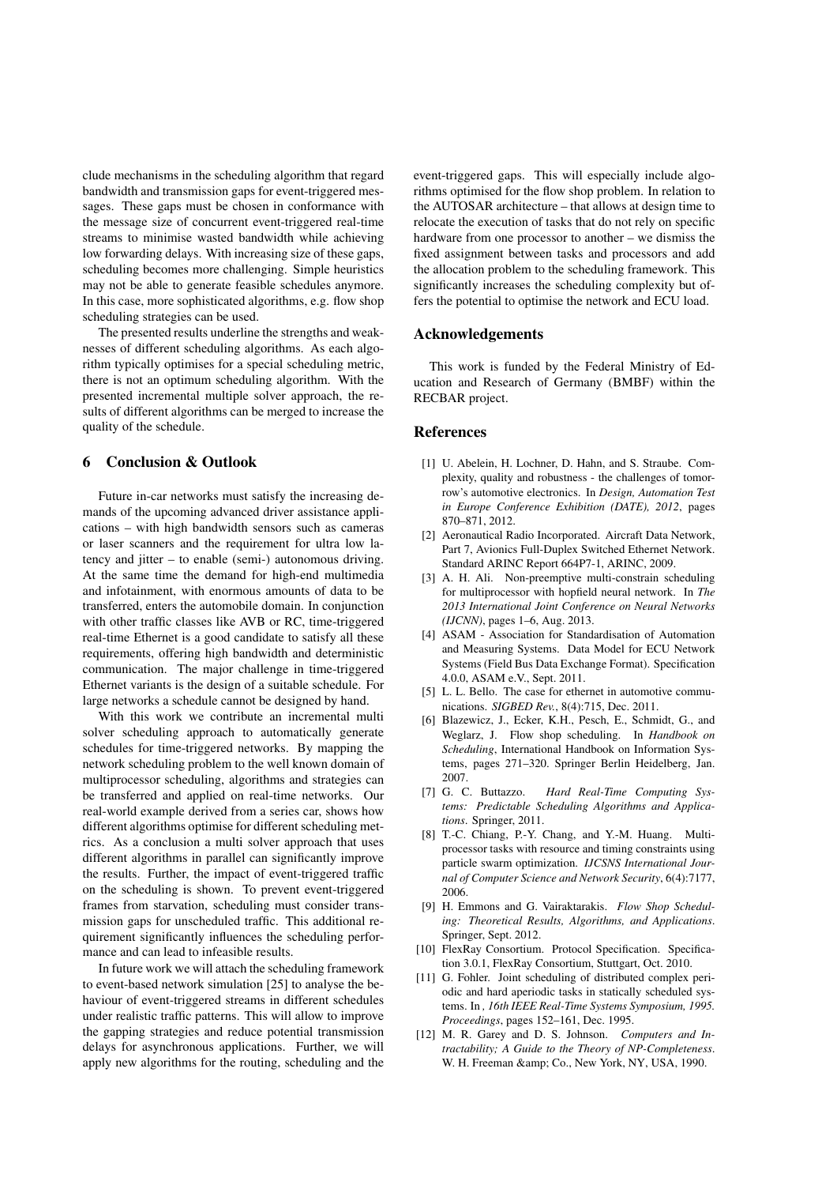clude mechanisms in the scheduling algorithm that regard bandwidth and transmission gaps for event-triggered messages. These gaps must be chosen in conformance with the message size of concurrent event-triggered real-time streams to minimise wasted bandwidth while achieving low forwarding delays. With increasing size of these gaps, scheduling becomes more challenging. Simple heuristics may not be able to generate feasible schedules anymore. In this case, more sophisticated algorithms, e.g. flow shop scheduling strategies can be used.

The presented results underline the strengths and weaknesses of different scheduling algorithms. As each algorithm typically optimises for a special scheduling metric, there is not an optimum scheduling algorithm. With the presented incremental multiple solver approach, the results of different algorithms can be merged to increase the quality of the schedule.

## 6 Conclusion & Outlook

Future in-car networks must satisfy the increasing demands of the upcoming advanced driver assistance applications – with high bandwidth sensors such as cameras or laser scanners and the requirement for ultra low latency and jitter – to enable (semi-) autonomous driving. At the same time the demand for high-end multimedia and infotainment, with enormous amounts of data to be transferred, enters the automobile domain. In conjunction with other traffic classes like AVB or RC, time-triggered real-time Ethernet is a good candidate to satisfy all these requirements, offering high bandwidth and deterministic communication. The major challenge in time-triggered Ethernet variants is the design of a suitable schedule. For large networks a schedule cannot be designed by hand.

With this work we contribute an incremental multi solver scheduling approach to automatically generate schedules for time-triggered networks. By mapping the network scheduling problem to the well known domain of multiprocessor scheduling, algorithms and strategies can be transferred and applied on real-time networks. Our real-world example derived from a series car, shows how different algorithms optimise for different scheduling metrics. As a conclusion a multi solver approach that uses different algorithms in parallel can significantly improve the results. Further, the impact of event-triggered traffic on the scheduling is shown. To prevent event-triggered frames from starvation, scheduling must consider transmission gaps for unscheduled traffic. This additional requirement significantly influences the scheduling performance and can lead to infeasible results.

In future work we will attach the scheduling framework to event-based network simulation [25] to analyse the behaviour of event-triggered streams in different schedules under realistic traffic patterns. This will allow to improve the gapping strategies and reduce potential transmission delays for asynchronous applications. Further, we will apply new algorithms for the routing, scheduling and the event-triggered gaps. This will especially include algorithms optimised for the flow shop problem. In relation to the AUTOSAR architecture – that allows at design time to relocate the execution of tasks that do not rely on specific hardware from one processor to another – we dismiss the fixed assignment between tasks and processors and add the allocation problem to the scheduling framework. This significantly increases the scheduling complexity but offers the potential to optimise the network and ECU load.

## Acknowledgements

This work is funded by the Federal Ministry of Education and Research of Germany (BMBF) within the RECBAR project.

## References

[1] U. Abelein, H. Lochner, D. Hahn, and S. Straube. Complexity, quality and robustness - the challenges of tomorrow's automotive electronics. In *Design, Automation Test in Europe Conference Exhibition (DATE), 2012*, pages 870–871, 2012.

[2] Aeronautical Radio Incorporated. Aircraft Data Network, Part 7, Avionics Full-Duplex Switched Ethernet Network. Standard ARINC Report 664P7-1, ARINC, 2009.

[3] A. H. Ali. Non-preemptive multi-constrain scheduling for multiprocessor with hopfield neural network. In *The 2013 International Joint Conference on Neural Networks (IJCNN)*, pages 1–6, Aug. 2013.

[4] ASAM - Association for Standardisation of Automation and Measuring Systems. Data Model for ECU Network Systems (Field Bus Data Exchange Format). Specification 4.0.0, ASAM e.V., Sept. 2011.

[5] L. L. Bello. The case for ethernet in automotive communications. *SIGBED Rev.*, 8(4):715, Dec. 2011.

[6] Blazewicz, J., Ecker, K.H., Pesch, E., Schmidt, G., and Weglarz, J. Flow shop scheduling. In *Handbook on Scheduling*, International Handbook on Information Systems, pages 271–320. Springer Berlin Heidelberg, Jan. 2007.

[7] G. C. Buttazzo. *Hard Real-Time Computing Systems: Predictable Scheduling Algorithms and Applications*. Springer, 2011.

[8] T.-C. Chiang, P.-Y. Chang, and Y.-M. Huang. Multiprocessor tasks with resource and timing constraints using particle swarm optimization. *IJCSNS International Journal of Computer Science and Network Security*, 6(4):7177, 2006.

[9] H. Emmons and G. Vairaktarakis. *Flow Shop Scheduling: Theoretical Results, Algorithms, and Applications*. Springer, Sept. 2012.

[10] FlexRay Consortium. Protocol Specification. Specification 3.0.1, FlexRay Consortium, Stuttgart, Oct. 2010.

[11] G. Fohler. Joint scheduling of distributed complex periodic and hard aperiodic tasks in statically scheduled systems. In *, 16th IEEE Real-Time Systems Symposium, 1995. Proceedings*, pages 152–161, Dec. 1995.

[12] M. R. Garey and D. S. Johnson. *Computers and Intractability; A Guide to the Theory of NP-Completeness*. W. H. Freeman &amp; Co., New York, NY, USA, 1990.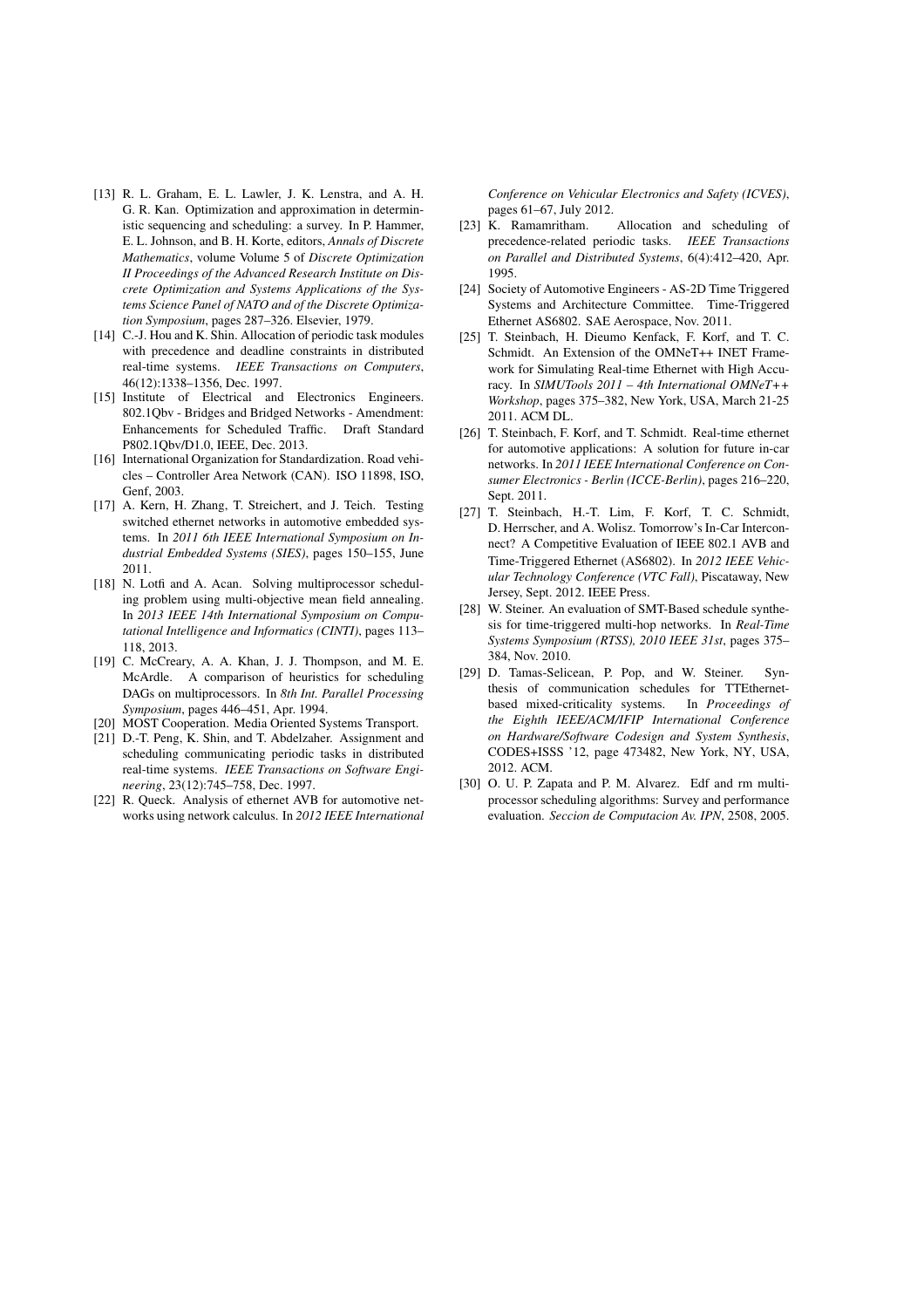[13] R. L. Graham, E. L. Lawler, J. K. Lenstra, and A. H. G. R. Kan. Optimization and approximation in deterministic sequencing and scheduling: a survey. In P. Hammer, E. L. Johnson, and B. H. Korte, editors, *Annals of Discrete Mathematics*, volume Volume 5 of *Discrete Optimization II Proceedings of the Advanced Research Institute on Discrete Optimization and Systems Applications of the Systems Science Panel of NATO and of the Discrete Optimization Symposium*, pages 287–326. Elsevier, 1979.

[14] C.-J. Hou and K. Shin. Allocation of periodic task modules with precedence and deadline constraints in distributed real-time systems. *IEEE Transactions on Computers*, 46(12):1338–1356, Dec. 1997.

[15] Institute of Electrical and Electronics Engineers. 802.1Qbv - Bridges and Bridged Networks - Amendment: Enhancements for Scheduled Traffic. Draft Standard P802.1Qbv/D1.0, IEEE, Dec. 2013.

[16] International Organization for Standardization. Road vehicles – Controller Area Network (CAN). ISO 11898, ISO, Genf, 2003.

[17] A. Kern, H. Zhang, T. Streichert, and J. Teich. Testing switched ethernet networks in automotive embedded systems. In *2011 6th IEEE International Symposium on Industrial Embedded Systems (SIES)*, pages 150–155, June 2011.

[18] N. Lotfi and A. Acan. Solving multiprocessor scheduling problem using multi-objective mean field annealing. In *2013 IEEE 14th International Symposium on Computational Intelligence and Informatics (CINTI)*, pages 113–118, 2013.

[19] C. McCreary, A. A. Khan, J. J. Thompson, and M. E. McArdle. A comparison of heuristics for scheduling DAGs on multiprocessors. In *8th Int. Parallel Processing Symposium*, pages 446–451, Apr. 1994.

[20] MOST Cooperation. Media Oriented Systems Transport.

[21] D.-T. Peng, K. Shin, and T. Abdelzaher. Assignment and scheduling communicating periodic tasks in distributed real-time systems. *IEEE Transactions on Software Engineering*, 23(12):745–758, Dec. 1997.

[22] R. Queck. Analysis of ethernet AVB for automotive networks using network calculus. In *2012 IEEE International Conference on Vehicular Electronics and Safety (ICVES)*, pages 61–67, July 2012.

[23] K. Ramamritham. Allocation and scheduling of precedence-related periodic tasks. *IEEE Transactions on Parallel and Distributed Systems*, 6(4):412–420, Apr. 1995.

[24] Society of Automotive Engineers - AS-2D Time Triggered Systems and Architecture Committee. Time-Triggered Ethernet AS6802. SAE Aerospace, Nov. 2011.

[25] T. Steinbach, H. Dieumo Kenfack, F. Korf, and T. C. Schmidt. An Extension of the OMNeT++ INET Framework for Simulating Real-time Ethernet with High Accuracy. In *SIMUTools 2011 – 4th International OMNeT++ Workshop*, pages 375–382, New York, USA, March 21-25 2011. ACM DL.

[26] T. Steinbach, F. Korf, and T. Schmidt. Real-time ethernet for automotive applications: A solution for future in-car networks. In *2011 IEEE International Conference on Consumer Electronics - Berlin (ICCE-Berlin)*, pages 216–220, Sept. 2011.

[27] T. Steinbach, H.-T. Lim, F. Korf, T. C. Schmidt, D. Herrscher, and A. Wolisz. Tomorrow's In-Car Interconnect? A Competitive Evaluation of IEEE 802.1 AVB and Time-Triggered Ethernet (AS6802). In *2012 IEEE Vehicular Technology Conference (VTC Fall)*, Piscataway, New Jersey, Sept. 2012. IEEE Press.

[28] W. Steiner. An evaluation of SMT-Based schedule synthesis for time-triggered multi-hop networks. In *Real-Time Systems Symposium (RTSS), 2010 IEEE 31st*, pages 375–384, Nov. 2010.

[29] D. Tamas-Selicean, P. Pop, and W. Steiner. Synthesis of communication schedules for TTEthernet-based mixed-criticality systems. In *Proceedings of the Eighth IEEE/ACM/IFIP International Conference on Hardware/Software Codesign and System Synthesis*, CODES+ISSS '12, page 473482, New York, NY, USA, 2012. ACM.

[30] O. U. P. Zapata and P. M. Alvarez. Edf and rm multiprocessor scheduling algorithms: Survey and performance evaluation. *Seccion de Computacion Av. IPN*, 2508, 2005.